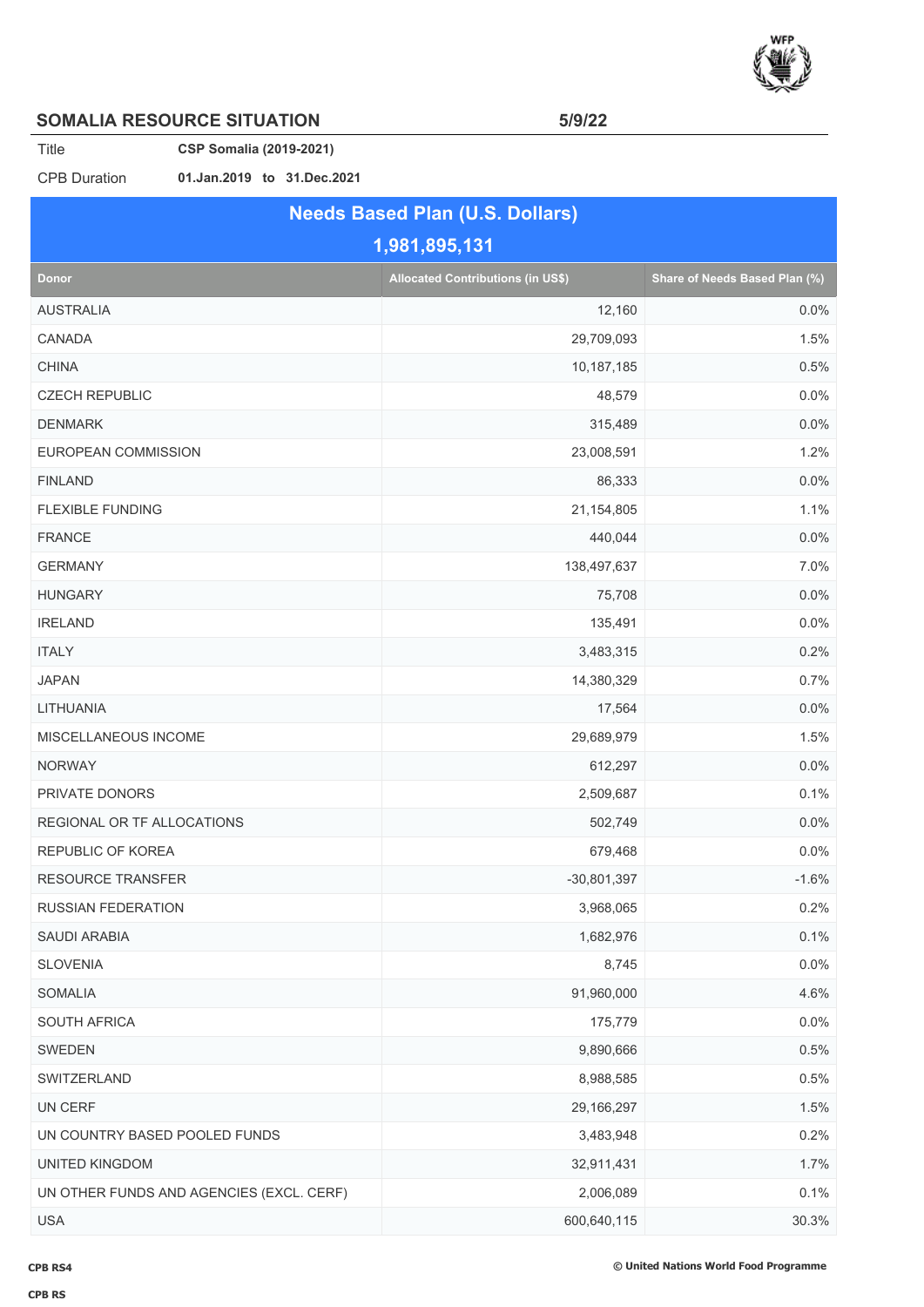## SOMALIA RESOURCE SITUATION

5/9/22

| | |
|---|---|
| Title | **CSP Somalia (2019-2021)** |
| CPB Duration | **01.Jan.2019 to 31.Dec.2021** |

**Needs Based Plan (U.S. Dollars)**

**1,981,895,131**

| Donor | Allocated Contributions (in US$) | Share of Needs Based Plan (%) |
|---|---:|---:|
| AUSTRALIA | 12,160 | 0.0% |
| CANADA | 29,709,093 | 1.5% |
| CHINA | 10,187,185 | 0.5% |
| CZECH REPUBLIC | 48,579 | 0.0% |
| DENMARK | 315,489 | 0.0% |
| EUROPEAN COMMISSION | 23,008,591 | 1.2% |
| FINLAND | 86,333 | 0.0% |
| FLEXIBLE FUNDING | 21,154,805 | 1.1% |
| FRANCE | 440,044 | 0.0% |
| GERMANY | 138,497,637 | 7.0% |
| HUNGARY | 75,708 | 0.0% |
| IRELAND | 135,491 | 0.0% |
| ITALY | 3,483,315 | 0.2% |
| JAPAN | 14,380,329 | 0.7% |
| LITHUANIA | 17,564 | 0.0% |
| MISCELLANEOUS INCOME | 29,689,979 | 1.5% |
| NORWAY | 612,297 | 0.0% |
| PRIVATE DONORS | 2,509,687 | 0.1% |
| REGIONAL OR TF ALLOCATIONS | 502,749 | 0.0% |
| REPUBLIC OF KOREA | 679,468 | 0.0% |
| RESOURCE TRANSFER | -30,801,397 | -1.6% |
| RUSSIAN FEDERATION | 3,968,065 | 0.2% |
| SAUDI ARABIA | 1,682,976 | 0.1% |
| SLOVENIA | 8,745 | 0.0% |
| SOMALIA | 91,960,000 | 4.6% |
| SOUTH AFRICA | 175,779 | 0.0% |
| SWEDEN | 9,890,666 | 0.5% |
| SWITZERLAND | 8,988,585 | 0.5% |
| UN CERF | 29,166,297 | 1.5% |
| UN COUNTRY BASED POOLED FUNDS | 3,483,948 | 0.2% |
| UNITED KINGDOM | 32,911,431 | 1.7% |
| UN OTHER FUNDS AND AGENCIES (EXCL. CERF) | 2,006,089 | 0.1% |
| USA | 600,640,115 | 30.3% |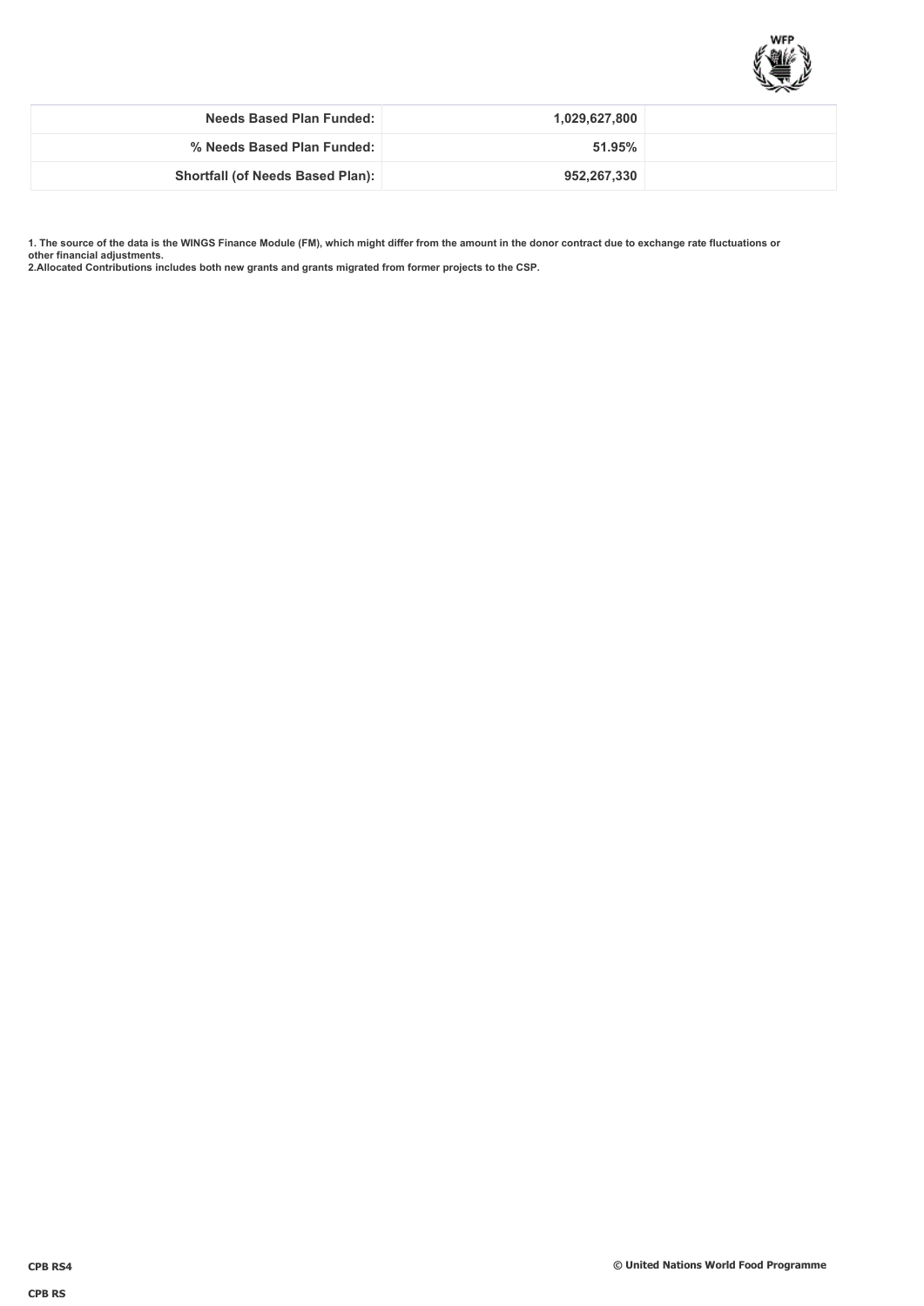| | | |
|---|---|---|
| **Needs Based Plan Funded:** | **1,029,627,800** | |
| **% Needs Based Plan Funded:** | **51.95%** | |
| **Shortfall (of Needs Based Plan):** | **952,267,330** | |

**1. The source of the data is the WINGS Finance Module (FM), which might differ from the amount in the donor contract due to exchange rate fluctuations or other financial adjustments.**
**2.Allocated Contributions includes both new grants and grants migrated from former projects to the CSP.**